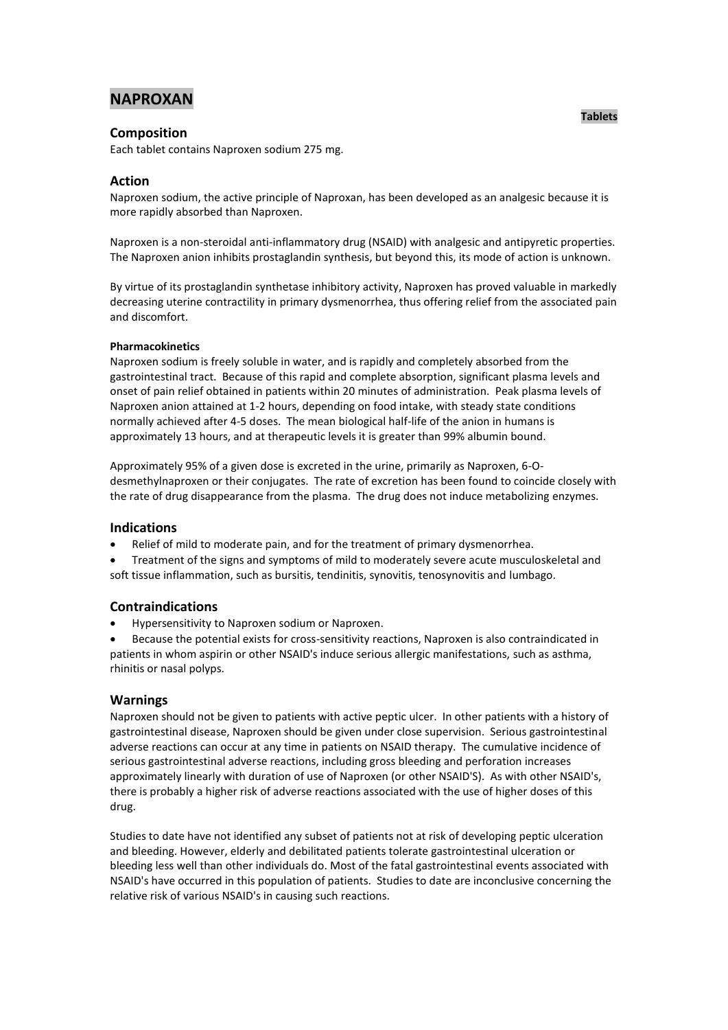# NAPROXAN

**Tablets**

## Composition

Each tablet contains Naproxen sodium 275 mg.

## Action

Naproxen sodium, the active principle of Naproxan, has been developed as an analgesic because it is more rapidly absorbed than Naproxen.

Naproxen is a non-steroidal anti-inflammatory drug (NSAID) with analgesic and antipyretic properties. The Naproxen anion inhibits prostaglandin synthesis, but beyond this, its mode of action is unknown.

By virtue of its prostaglandin synthetase inhibitory activity, Naproxen has proved valuable in markedly decreasing uterine contractility in primary dysmenorrhea, thus offering relief from the associated pain and discomfort.

#### Pharmacokinetics

Naproxen sodium is freely soluble in water, and is rapidly and completely absorbed from the gastrointestinal tract. Because of this rapid and complete absorption, significant plasma levels and onset of pain relief obtained in patients within 20 minutes of administration. Peak plasma levels of Naproxen anion attained at 1-2 hours, depending on food intake, with steady state conditions normally achieved after 4-5 doses. The mean biological half-life of the anion in humans is approximately 13 hours, and at therapeutic levels it is greater than 99% albumin bound.

Approximately 95% of a given dose is excreted in the urine, primarily as Naproxen, 6-O-desmethylnaproxen or their conjugates. The rate of excretion has been found to coincide closely with the rate of drug disappearance from the plasma. The drug does not induce metabolizing enzymes.

## Indications

- Relief of mild to moderate pain, and for the treatment of primary dysmenorrhea.
- Treatment of the signs and symptoms of mild to moderately severe acute musculoskeletal and soft tissue inflammation, such as bursitis, tendinitis, synovitis, tenosynovitis and lumbago.

## Contraindications

- Hypersensitivity to Naproxen sodium or Naproxen.
- Because the potential exists for cross-sensitivity reactions, Naproxen is also contraindicated in patients in whom aspirin or other NSAID's induce serious allergic manifestations, such as asthma, rhinitis or nasal polyps.

## Warnings

Naproxen should not be given to patients with active peptic ulcer. In other patients with a history of gastrointestinal disease, Naproxen should be given under close supervision. Serious gastrointestinal adverse reactions can occur at any time in patients on NSAID therapy. The cumulative incidence of serious gastrointestinal adverse reactions, including gross bleeding and perforation increases approximately linearly with duration of use of Naproxen (or other NSAID'S). As with other NSAID's, there is probably a higher risk of adverse reactions associated with the use of higher doses of this drug.

Studies to date have not identified any subset of patients not at risk of developing peptic ulceration and bleeding. However, elderly and debilitated patients tolerate gastrointestinal ulceration or bleeding less well than other individuals do. Most of the fatal gastrointestinal events associated with NSAID's have occurred in this population of patients. Studies to date are inconclusive concerning the relative risk of various NSAID's in causing such reactions.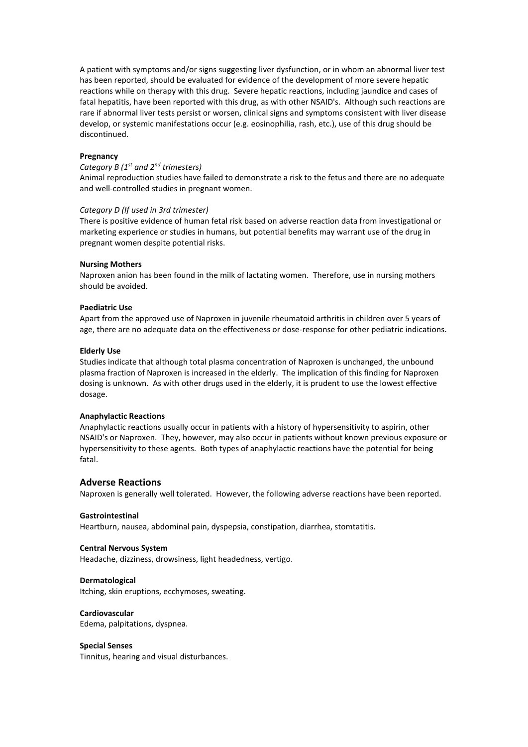A patient with symptoms and/or signs suggesting liver dysfunction, or in whom an abnormal liver test has been reported, should be evaluated for evidence of the development of more severe hepatic reactions while on therapy with this drug. Severe hepatic reactions, including jaundice and cases of fatal hepatitis, have been reported with this drug, as with other NSAID's. Although such reactions are rare if abnormal liver tests persist or worsen, clinical signs and symptoms consistent with liver disease develop, or systemic manifestations occur (e.g. eosinophilia, rash, etc.), use of this drug should be discontinued.

**Pregnancy**

*Category B (1st and 2nd trimesters)*

Animal reproduction studies have failed to demonstrate a risk to the fetus and there are no adequate and well-controlled studies in pregnant women.

*Category D (If used in 3rd trimester)*

There is positive evidence of human fetal risk based on adverse reaction data from investigational or marketing experience or studies in humans, but potential benefits may warrant use of the drug in pregnant women despite potential risks.

**Nursing Mothers**

Naproxen anion has been found in the milk of lactating women. Therefore, use in nursing mothers should be avoided.

**Paediatric Use**

Apart from the approved use of Naproxen in juvenile rheumatoid arthritis in children over 5 years of age, there are no adequate data on the effectiveness or dose-response for other pediatric indications.

**Elderly Use**

Studies indicate that although total plasma concentration of Naproxen is unchanged, the unbound plasma fraction of Naproxen is increased in the elderly. The implication of this finding for Naproxen dosing is unknown. As with other drugs used in the elderly, it is prudent to use the lowest effective dosage.

**Anaphylactic Reactions**

Anaphylactic reactions usually occur in patients with a history of hypersensitivity to aspirin, other NSAID's or Naproxen. They, however, may also occur in patients without known previous exposure or hypersensitivity to these agents. Both types of anaphylactic reactions have the potential for being fatal.

## Adverse Reactions

Naproxen is generally well tolerated. However, the following adverse reactions have been reported.

**Gastrointestinal**

Heartburn, nausea, abdominal pain, dyspepsia, constipation, diarrhea, stomtatitis.

**Central Nervous System**

Headache, dizziness, drowsiness, light headedness, vertigo.

**Dermatological**

Itching, skin eruptions, ecchymoses, sweating.

**Cardiovascular**

Edema, palpitations, dyspnea.

**Special Senses**

Tinnitus, hearing and visual disturbances.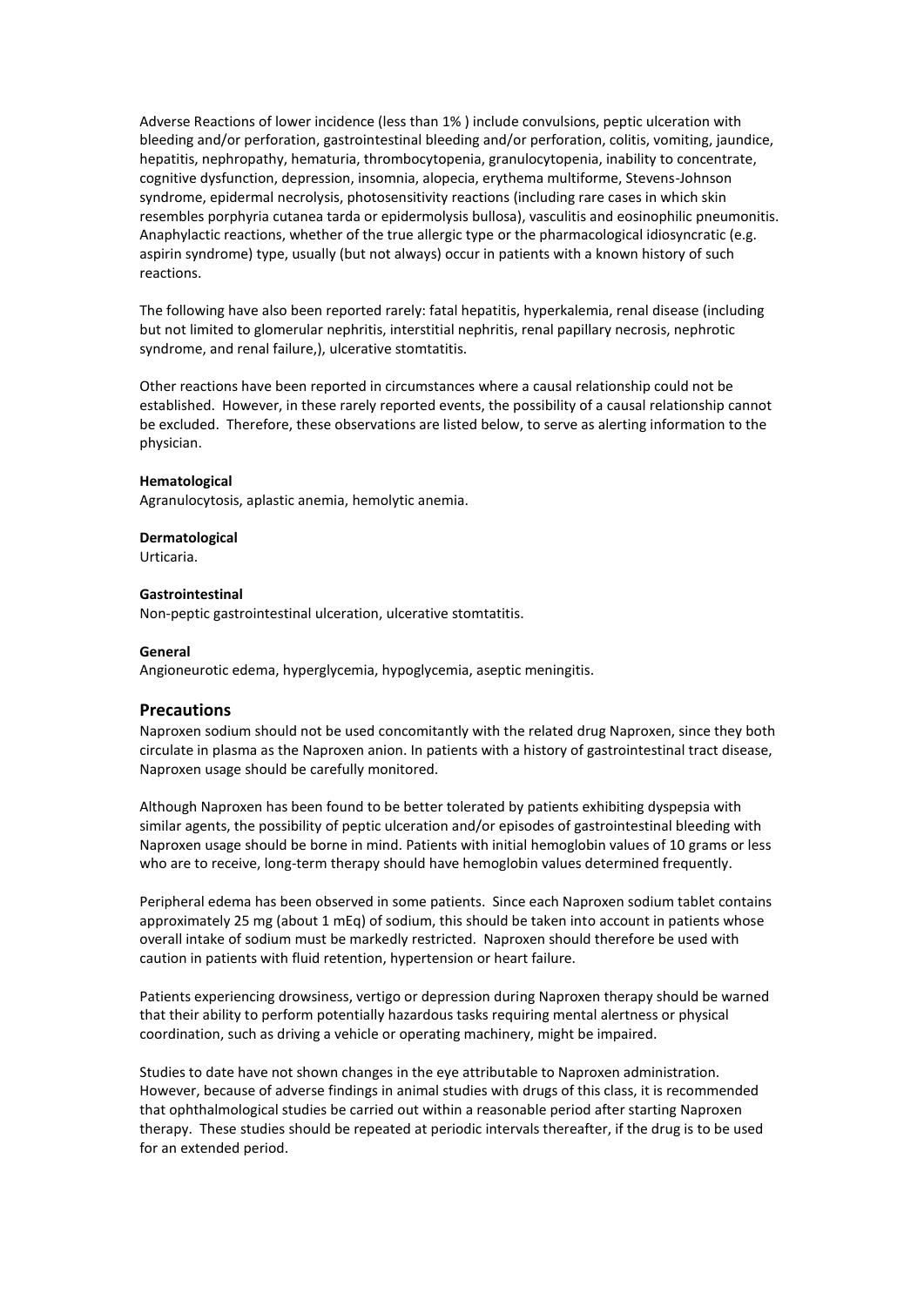Adverse Reactions of lower incidence (less than 1% ) include convulsions, peptic ulceration with bleeding and/or perforation, gastrointestinal bleeding and/or perforation, colitis, vomiting, jaundice, hepatitis, nephropathy, hematuria, thrombocytopenia, granulocytopenia, inability to concentrate, cognitive dysfunction, depression, insomnia, alopecia, erythema multiforme, Stevens-Johnson syndrome, epidermal necrolysis, photosensitivity reactions (including rare cases in which skin resembles porphyria cutanea tarda or epidermolysis bullosa), vasculitis and eosinophilic pneumonitis. Anaphylactic reactions, whether of the true allergic type or the pharmacological idiosyncratic (e.g. aspirin syndrome) type, usually (but not always) occur in patients with a known history of such reactions.

The following have also been reported rarely: fatal hepatitis, hyperkalemia, renal disease (including but not limited to glomerular nephritis, interstitial nephritis, renal papillary necrosis, nephrotic syndrome, and renal failure,), ulcerative stomtatitis.

Other reactions have been reported in circumstances where a causal relationship could not be established. However, in these rarely reported events, the possibility of a causal relationship cannot be excluded. Therefore, these observations are listed below, to serve as alerting information to the physician.

**Hematological**
Agranulocytosis, aplastic anemia, hemolytic anemia.

**Dermatological**
Urticaria.

**Gastrointestinal**
Non-peptic gastrointestinal ulceration, ulcerative stomtatitis.

**General**
Angioneurotic edema, hyperglycemia, hypoglycemia, aseptic meningitis.

## Precautions

Naproxen sodium should not be used concomitantly with the related drug Naproxen, since they both circulate in plasma as the Naproxen anion. In patients with a history of gastrointestinal tract disease, Naproxen usage should be carefully monitored.

Although Naproxen has been found to be better tolerated by patients exhibiting dyspepsia with similar agents, the possibility of peptic ulceration and/or episodes of gastrointestinal bleeding with Naproxen usage should be borne in mind. Patients with initial hemoglobin values of 10 grams or less who are to receive, long-term therapy should have hemoglobin values determined frequently.

Peripheral edema has been observed in some patients. Since each Naproxen sodium tablet contains approximately 25 mg (about 1 mEq) of sodium, this should be taken into account in patients whose overall intake of sodium must be markedly restricted. Naproxen should therefore be used with caution in patients with fluid retention, hypertension or heart failure.

Patients experiencing drowsiness, vertigo or depression during Naproxen therapy should be warned that their ability to perform potentially hazardous tasks requiring mental alertness or physical coordination, such as driving a vehicle or operating machinery, might be impaired.

Studies to date have not shown changes in the eye attributable to Naproxen administration. However, because of adverse findings in animal studies with drugs of this class, it is recommended that ophthalmological studies be carried out within a reasonable period after starting Naproxen therapy. These studies should be repeated at periodic intervals thereafter, if the drug is to be used for an extended period.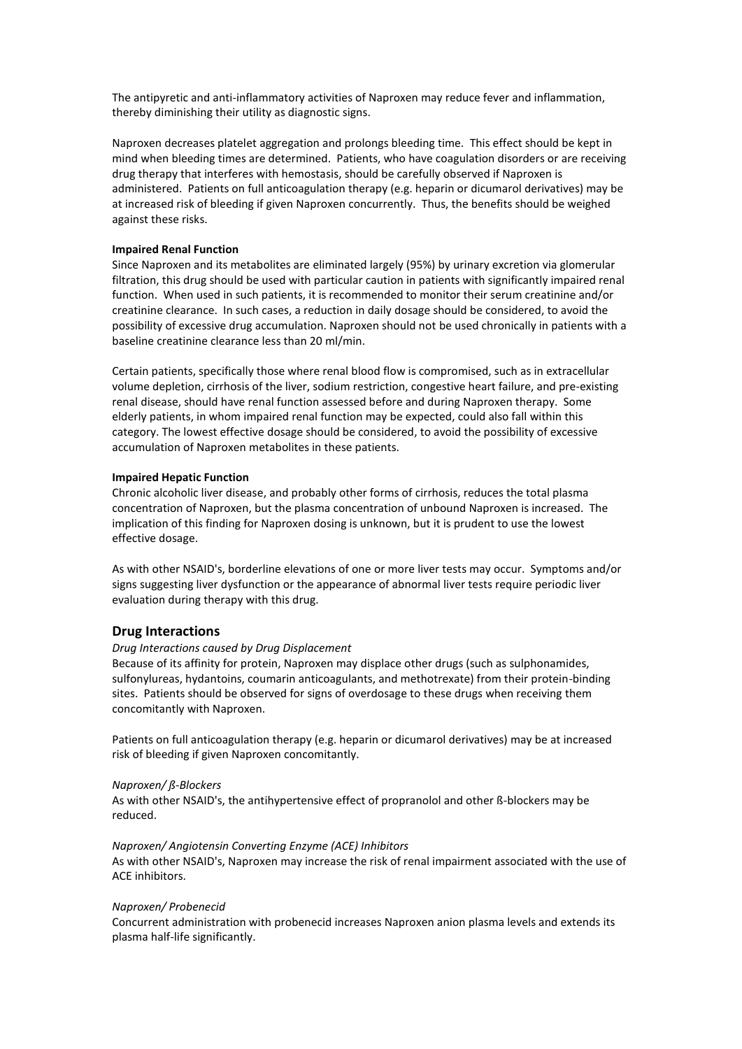The antipyretic and anti-inflammatory activities of Naproxen may reduce fever and inflammation, thereby diminishing their utility as diagnostic signs.

Naproxen decreases platelet aggregation and prolongs bleeding time. This effect should be kept in mind when bleeding times are determined. Patients, who have coagulation disorders or are receiving drug therapy that interferes with hemostasis, should be carefully observed if Naproxen is administered. Patients on full anticoagulation therapy (e.g. heparin or dicumarol derivatives) may be at increased risk of bleeding if given Naproxen concurrently. Thus, the benefits should be weighed against these risks.

**Impaired Renal Function**

Since Naproxen and its metabolites are eliminated largely (95%) by urinary excretion via glomerular filtration, this drug should be used with particular caution in patients with significantly impaired renal function. When used in such patients, it is recommended to monitor their serum creatinine and/or creatinine clearance. In such cases, a reduction in daily dosage should be considered, to avoid the possibility of excessive drug accumulation. Naproxen should not be used chronically in patients with a baseline creatinine clearance less than 20 ml/min.

Certain patients, specifically those where renal blood flow is compromised, such as in extracellular volume depletion, cirrhosis of the liver, sodium restriction, congestive heart failure, and pre-existing renal disease, should have renal function assessed before and during Naproxen therapy. Some elderly patients, in whom impaired renal function may be expected, could also fall within this category. The lowest effective dosage should be considered, to avoid the possibility of excessive accumulation of Naproxen metabolites in these patients.

**Impaired Hepatic Function**

Chronic alcoholic liver disease, and probably other forms of cirrhosis, reduces the total plasma concentration of Naproxen, but the plasma concentration of unbound Naproxen is increased. The implication of this finding for Naproxen dosing is unknown, but it is prudent to use the lowest effective dosage.

As with other NSAID's, borderline elevations of one or more liver tests may occur. Symptoms and/or signs suggesting liver dysfunction or the appearance of abnormal liver tests require periodic liver evaluation during therapy with this drug.

## Drug Interactions

*Drug Interactions caused by Drug Displacement*

Because of its affinity for protein, Naproxen may displace other drugs (such as sulphonamides, sulfonylureas, hydantoins, coumarin anticoagulants, and methotrexate) from their protein-binding sites. Patients should be observed for signs of overdosage to these drugs when receiving them concomitantly with Naproxen.

Patients on full anticoagulation therapy (e.g. heparin or dicumarol derivatives) may be at increased risk of bleeding if given Naproxen concomitantly.

*Naproxen/ ß-Blockers*

As with other NSAID's, the antihypertensive effect of propranolol and other ß-blockers may be reduced.

*Naproxen/ Angiotensin Converting Enzyme (ACE) Inhibitors*

As with other NSAID's, Naproxen may increase the risk of renal impairment associated with the use of ACE inhibitors.

*Naproxen/ Probenecid*

Concurrent administration with probenecid increases Naproxen anion plasma levels and extends its plasma half-life significantly.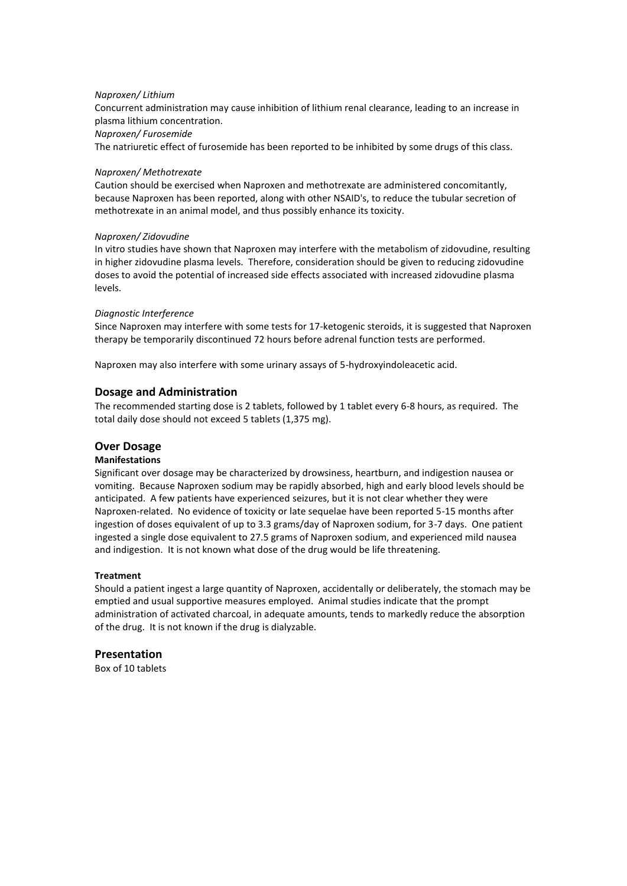*Naproxen/ Lithium*

Concurrent administration may cause inhibition of lithium renal clearance, leading to an increase in plasma lithium concentration.

*Naproxen/ Furosemide*

The natriuretic effect of furosemide has been reported to be inhibited by some drugs of this class.

*Naproxen/ Methotrexate*

Caution should be exercised when Naproxen and methotrexate are administered concomitantly, because Naproxen has been reported, along with other NSAID's, to reduce the tubular secretion of methotrexate in an animal model, and thus possibly enhance its toxicity.

*Naproxen/ Zidovudine*

In vitro studies have shown that Naproxen may interfere with the metabolism of zidovudine, resulting in higher zidovudine plasma levels. Therefore, consideration should be given to reducing zidovudine doses to avoid the potential of increased side effects associated with increased zidovudine plasma levels.

*Diagnostic Interference*

Since Naproxen may interfere with some tests for 17-ketogenic steroids, it is suggested that Naproxen therapy be temporarily discontinued 72 hours before adrenal function tests are performed.

Naproxen may also interfere with some urinary assays of 5-hydroxyindoleacetic acid.

## Dosage and Administration

The recommended starting dose is 2 tablets, followed by 1 tablet every 6-8 hours, as required. The total daily dose should not exceed 5 tablets (1,375 mg).

## Over Dosage

**Manifestations**

Significant over dosage may be characterized by drowsiness, heartburn, and indigestion nausea or vomiting. Because Naproxen sodium may be rapidly absorbed, high and early blood levels should be anticipated. A few patients have experienced seizures, but it is not clear whether they were Naproxen-related. No evidence of toxicity or late sequelae have been reported 5-15 months after ingestion of doses equivalent of up to 3.3 grams/day of Naproxen sodium, for 3-7 days. One patient ingested a single dose equivalent to 27.5 grams of Naproxen sodium, and experienced mild nausea and indigestion. It is not known what dose of the drug would be life threatening.

**Treatment**

Should a patient ingest a large quantity of Naproxen, accidentally or deliberately, the stomach may be emptied and usual supportive measures employed. Animal studies indicate that the prompt administration of activated charcoal, in adequate amounts, tends to markedly reduce the absorption of the drug. It is not known if the drug is dialyzable.

## Presentation

Box of 10 tablets